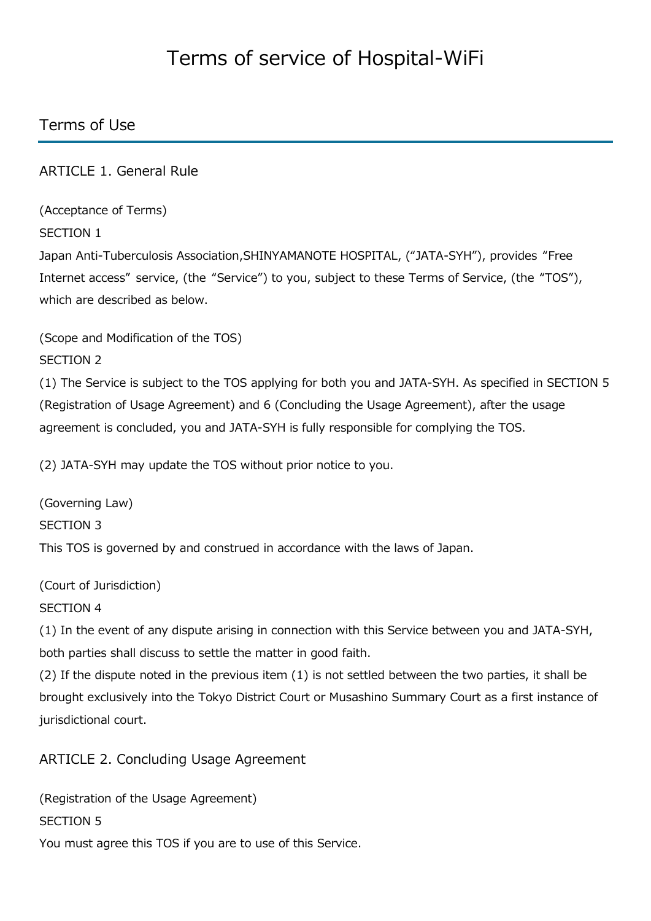# Terms of service of Hospital-WiFi

## Terms of Use

### ARTICLE 1. General Rule

(Acceptance of Terms)

SECTION 1

Japan Anti-Tuberculosis Association,SHINYAMANOTE HOSPITAL, (“JATA-SYH”), provides “Free Internet access” service, (the “Service”) to you, subject to these Terms of Service, (the “TOS”), which are described as below.

(Scope and Modification of the TOS)

SECTION 2

(1) The Service is subject to the TOS applying for both you and JATA-SYH. As specified in SECTION 5 (Registration of Usage Agreement) and 6 (Concluding the Usage Agreement), after the usage agreement is concluded, you and JATA-SYH is fully responsible for complying the TOS.

(2) JATA-SYH may update the TOS without prior notice to you.

(Governing Law)

SECTION 3

This TOS is governed by and construed in accordance with the laws of Japan.

(Court of Jurisdiction)

SECTION 4

(1) In the event of any dispute arising in connection with this Service between you and JATA-SYH, both parties shall discuss to settle the matter in good faith.

(2) If the dispute noted in the previous item (1) is not settled between the two parties, it shall be brought exclusively into the Tokyo District Court or Musashino Summary Court as a first instance of jurisdictional court.

### ARTICLE 2. Concluding Usage Agreement

(Registration of the Usage Agreement)

SECTION 5

You must agree this TOS if you are to use of this Service.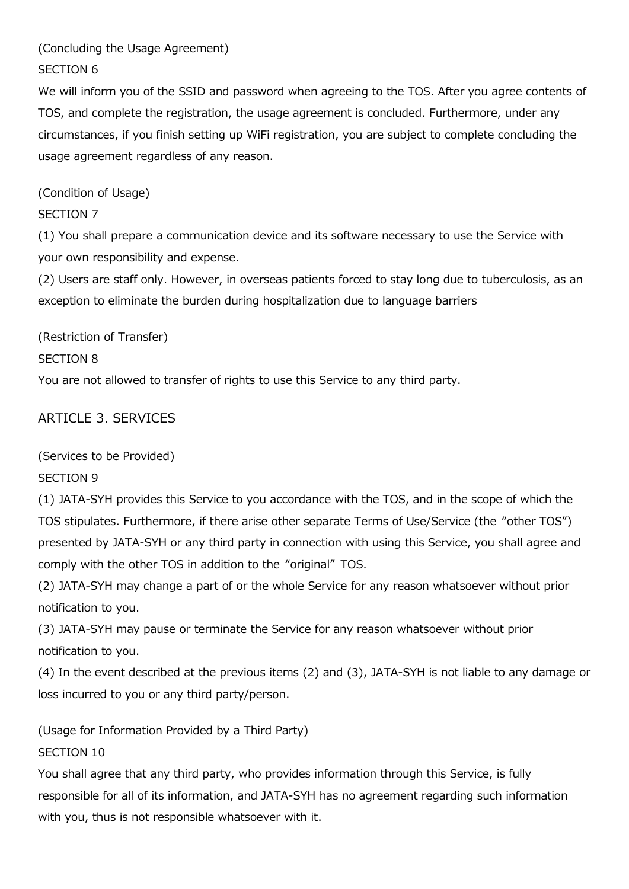(Concluding the Usage Agreement)

SECTION 6

We will inform you of the SSID and password when agreeing to the TOS. After you agree contents of TOS, and complete the registration, the usage agreement is concluded. Furthermore, under any circumstances, if you finish setting up WiFi registration, you are subject to complete concluding the usage agreement regardless of any reason.

(Condition of Usage)

SECTION 7

(1) You shall prepare a communication device and its software necessary to use the Service with your own responsibility and expense.

(2) Users are staff only. However, in overseas patients forced to stay long due to tuberculosis, as an exception to eliminate the burden during hospitalization due to language barriers

(Restriction of Transfer)

SECTION 8

You are not allowed to transfer of rights to use this Service to any third party.

## ARTICLE 3. SERVICES

(Services to be Provided)

SECTION 9

(1) JATA-SYH provides this Service to you accordance with the TOS, and in the scope of which the TOS stipulates. Furthermore, if there arise other separate Terms of Use/Service (the "other TOS") presented by JATA-SYH or any third party in connection with using this Service, you shall agree and comply with the other TOS in addition to the "original" TOS.

(2) JATA-SYH may change a part of or the whole Service for any reason whatsoever without prior notification to you.

(3) JATA-SYH may pause or terminate the Service for any reason whatsoever without prior notification to you.

(4) In the event described at the previous items (2) and (3), JATA-SYH is not liable to any damage or loss incurred to you or any third party/person.

(Usage for Information Provided by a Third Party)

SECTION 10

You shall agree that any third party, who provides information through this Service, is fully responsible for all of its information, and JATA-SYH has no agreement regarding such information with you, thus is not responsible whatsoever with it.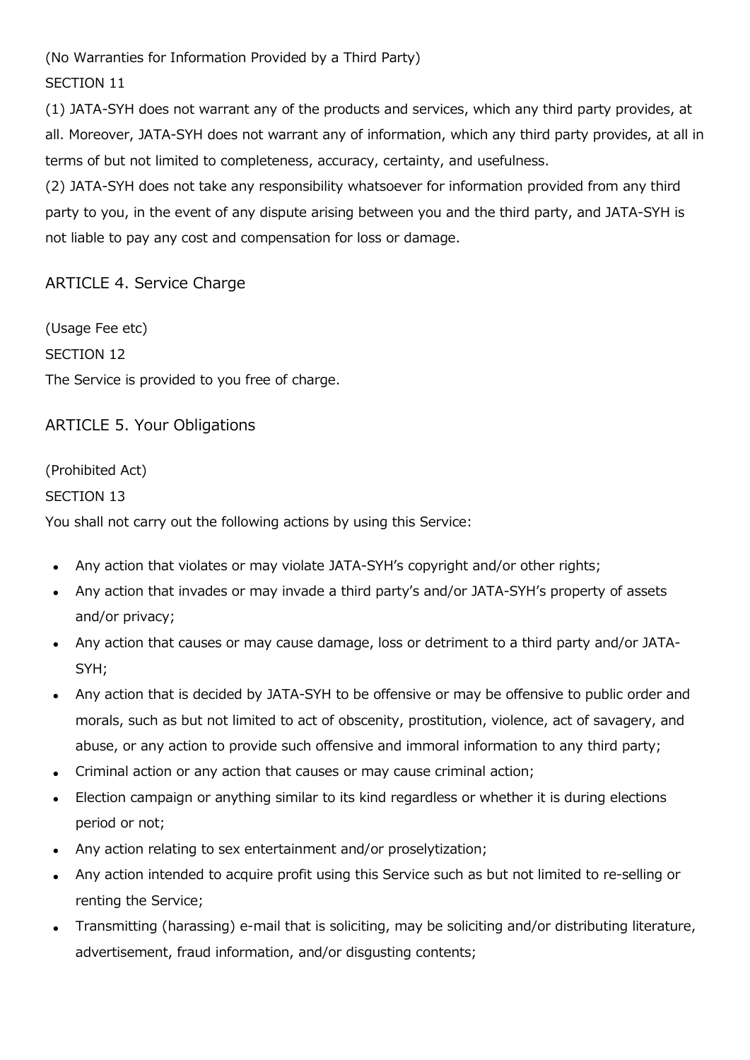(No Warranties for Information Provided by a Third Party)

SECTION 11

(1) JATA-SYH does not warrant any of the products and services, which any third party provides, at all. Moreover, JATA-SYH does not warrant any of information, which any third party provides, at all in terms of but not limited to completeness, accuracy, certainty, and usefulness.

(2) JATA-SYH does not take any responsibility whatsoever for information provided from any third party to you, in the event of any dispute arising between you and the third party, and JATA-SYH is not liable to pay any cost and compensation for loss or damage.

## ARTICLE 4. Service Charge

(Usage Fee etc)

SECTION 12

The Service is provided to you free of charge.

## ARTICLE 5. Your Obligations

(Prohibited Act)

SECTION 13

You shall not carry out the following actions by using this Service:

- Any action that violates or may violate JATA-SYH's copyright and/or other rights;
- Any action that invades or may invade a third party's and/or JATA-SYH's property of assets and/or privacy;
- Any action that causes or may cause damage, loss or detriment to a third party and/or JATA-SYH;
- Any action that is decided by JATA-SYH to be offensive or may be offensive to public order and morals, such as but not limited to act of obscenity, prostitution, violence, act of savagery, and abuse, or any action to provide such offensive and immoral information to any third party;
- Criminal action or any action that causes or may cause criminal action;
- Election campaign or anything similar to its kind regardless or whether it is during elections period or not;
- Any action relating to sex entertainment and/or proselytization;
- Any action intended to acquire profit using this Service such as but not limited to re-selling or renting the Service;
- Transmitting (harassing) e-mail that is soliciting, may be soliciting and/or distributing literature, advertisement, fraud information, and/or disgusting contents;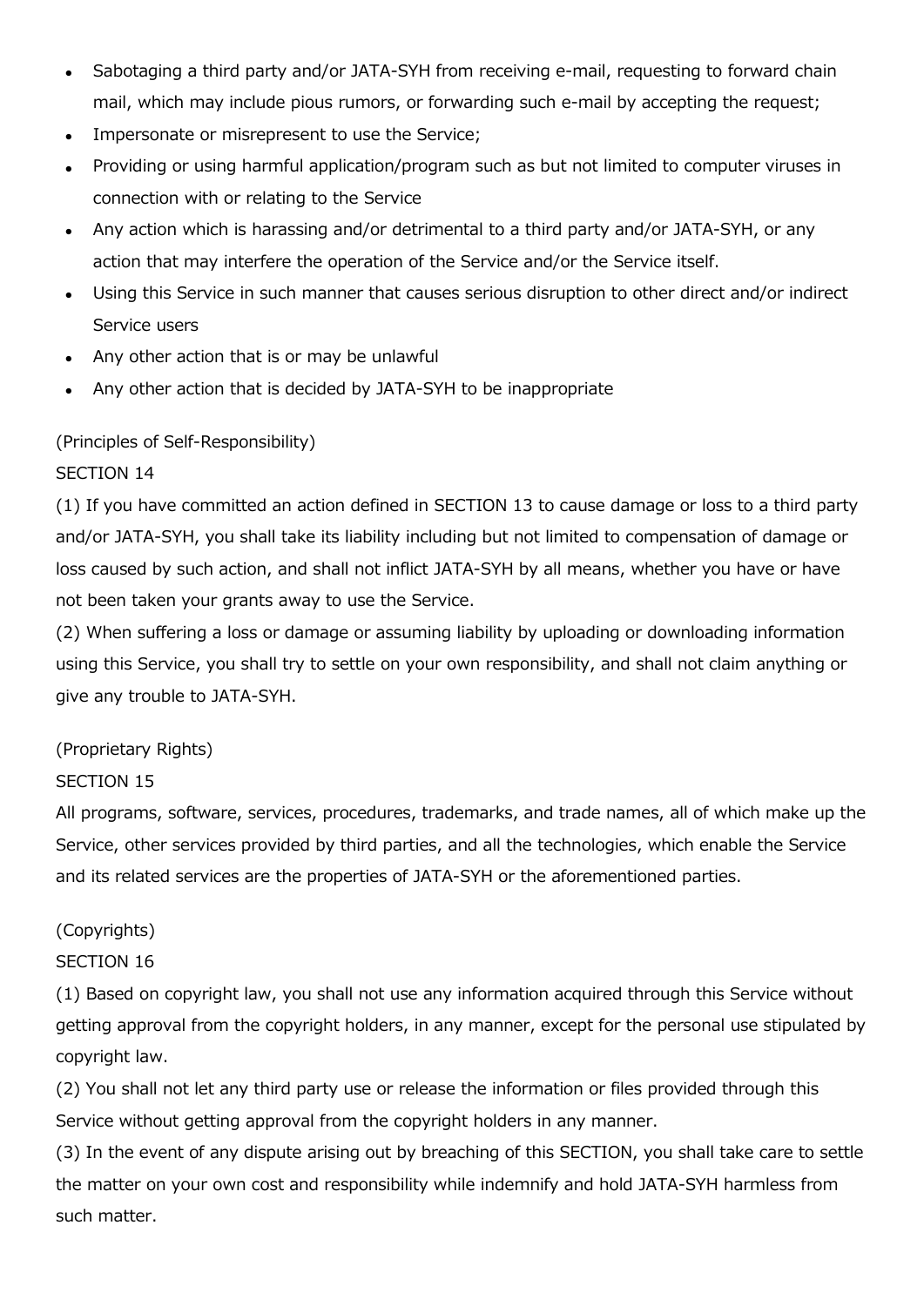- Sabotaging a third party and/or JATA-SYH from receiving e-mail, requesting to forward chain mail, which may include pious rumors, or forwarding such e-mail by accepting the request;
- Impersonate or misrepresent to use the Service;
- Providing or using harmful application/program such as but not limited to computer viruses in connection with or relating to the Service
- Any action which is harassing and/or detrimental to a third party and/or JATA-SYH, or any action that may interfere the operation of the Service and/or the Service itself.
- Using this Service in such manner that causes serious disruption to other direct and/or indirect Service users
- Any other action that is or may be unlawful
- Any other action that is decided by JATA-SYH to be inappropriate

(Principles of Self-Responsibility)

SECTION 14

(1) If you have committed an action defined in SECTION 13 to cause damage or loss to a third party and/or JATA-SYH, you shall take its liability including but not limited to compensation of damage or loss caused by such action, and shall not inflict JATA-SYH by all means, whether you have or have not been taken your grants away to use the Service.

(2) When suffering a loss or damage or assuming liability by uploading or downloading information using this Service, you shall try to settle on your own responsibility, and shall not claim anything or give any trouble to JATA-SYH.

(Proprietary Rights)

SECTION 15

All programs, software, services, procedures, trademarks, and trade names, all of which make up the Service, other services provided by third parties, and all the technologies, which enable the Service and its related services are the properties of JATA-SYH or the aforementioned parties.

(Copyrights)

SECTION 16

(1) Based on copyright law, you shall not use any information acquired through this Service without getting approval from the copyright holders, in any manner, except for the personal use stipulated by copyright law.

(2) You shall not let any third party use or release the information or files provided through this Service without getting approval from the copyright holders in any manner.

(3) In the event of any dispute arising out by breaching of this SECTION, you shall take care to settle the matter on your own cost and responsibility while indemnify and hold JATA-SYH harmless from such matter.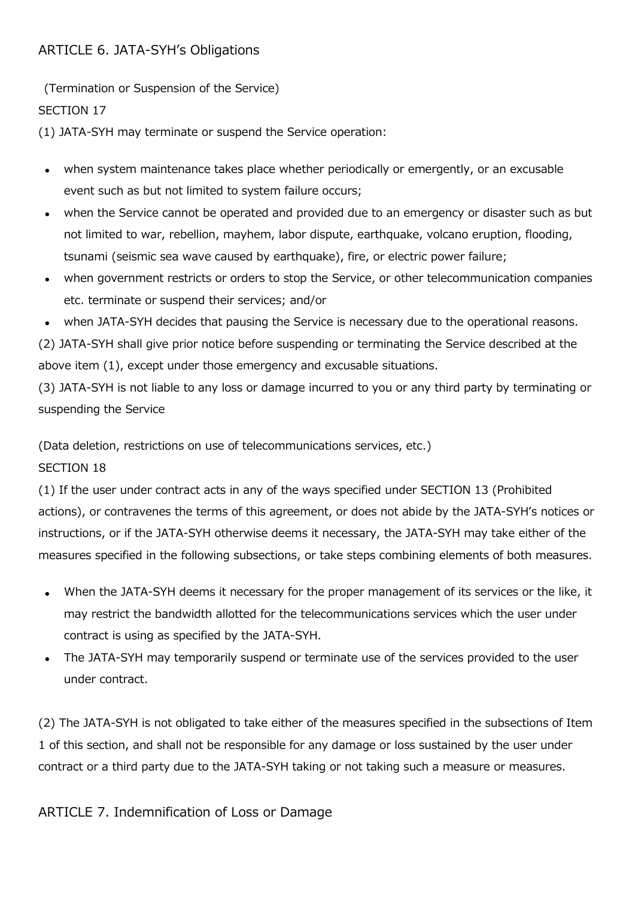## ARTICLE 6. JATA-SYH's Obligations

(Termination or Suspension of the Service)

SECTION 17

(1) JATA-SYH may terminate or suspend the Service operation:

- when system maintenance takes place whether periodically or emergently, or an excusable event such as but not limited to system failure occurs;
- when the Service cannot be operated and provided due to an emergency or disaster such as but not limited to war, rebellion, mayhem, labor dispute, earthquake, volcano eruption, flooding, tsunami (seismic sea wave caused by earthquake), fire, or electric power failure;
- when government restricts or orders to stop the Service, or other telecommunication companies etc. terminate or suspend their services; and/or
- when JATA-SYH decides that pausing the Service is necessary due to the operational reasons.

(2) JATA-SYH shall give prior notice before suspending or terminating the Service described at the above item (1), except under those emergency and excusable situations.

(3) JATA-SYH is not liable to any loss or damage incurred to you or any third party by terminating or suspending the Service

(Data deletion, restrictions on use of telecommunications services, etc.)

SECTION 18

(1) If the user under contract acts in any of the ways specified under SECTION 13 (Prohibited actions), or contravenes the terms of this agreement, or does not abide by the JATA-SYH's notices or instructions, or if the JATA-SYH otherwise deems it necessary, the JATA-SYH may take either of the measures specified in the following subsections, or take steps combining elements of both measures.

- When the JATA-SYH deems it necessary for the proper management of its services or the like, it may restrict the bandwidth allotted for the telecommunications services which the user under contract is using as specified by the JATA-SYH.
- The JATA-SYH may temporarily suspend or terminate use of the services provided to the user under contract.

(2) The JATA-SYH is not obligated to take either of the measures specified in the subsections of Item 1 of this section, and shall not be responsible for any damage or loss sustained by the user under contract or a third party due to the JATA-SYH taking or not taking such a measure or measures.

## ARTICLE 7. Indemnification of Loss or Damage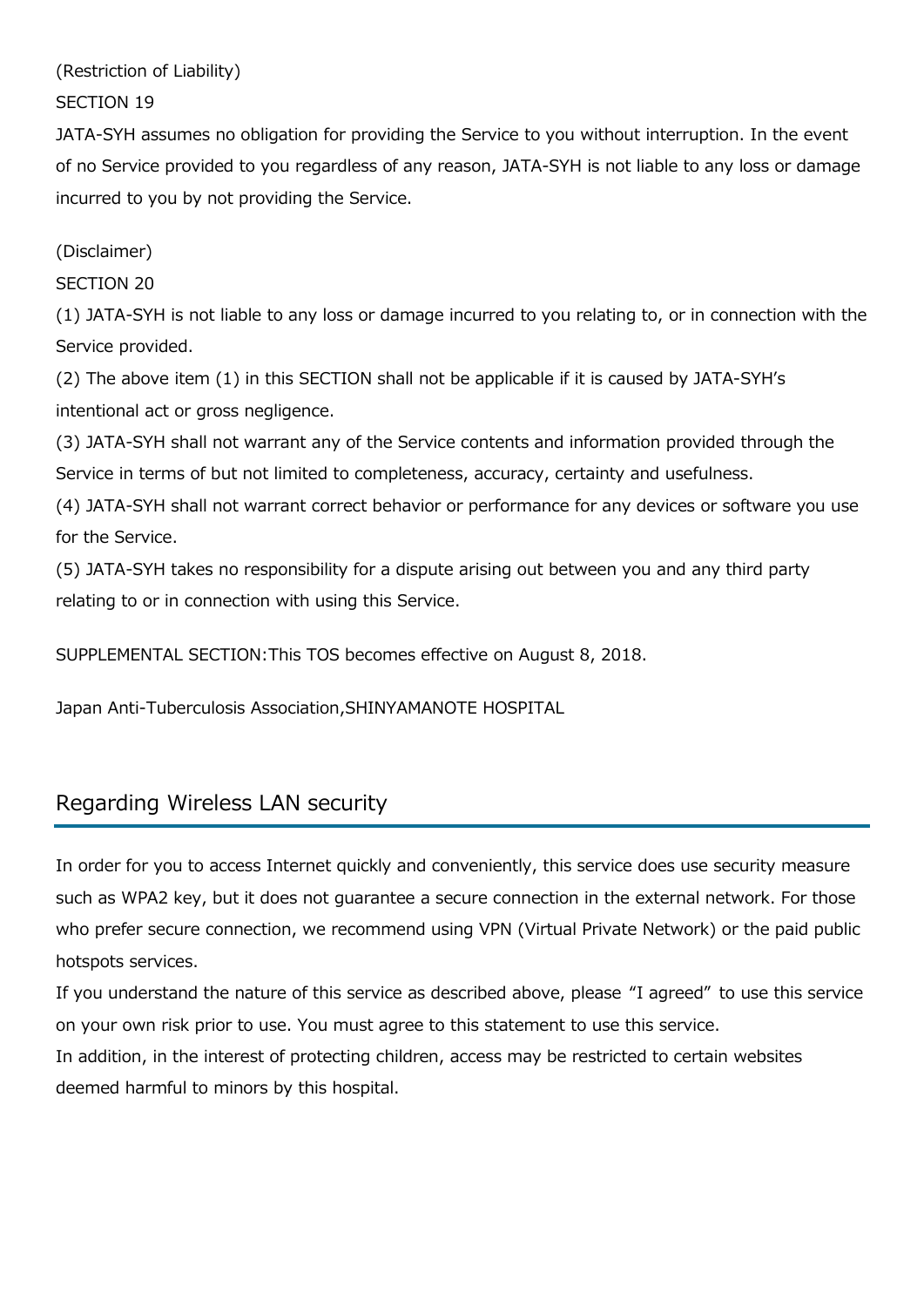(Restriction of Liability)

SECTION 19

JATA-SYH assumes no obligation for providing the Service to you without interruption. In the event of no Service provided to you regardless of any reason, JATA-SYH is not liable to any loss or damage incurred to you by not providing the Service.

(Disclaimer)

SECTION 20

(1) JATA-SYH is not liable to any loss or damage incurred to you relating to, or in connection with the Service provided.

(2) The above item (1) in this SECTION shall not be applicable if it is caused by JATA-SYH's intentional act or gross negligence.

(3) JATA-SYH shall not warrant any of the Service contents and information provided through the Service in terms of but not limited to completeness, accuracy, certainty and usefulness.

(4) JATA-SYH shall not warrant correct behavior or performance for any devices or software you use for the Service.

(5) JATA-SYH takes no responsibility for a dispute arising out between you and any third party relating to or in connection with using this Service.

SUPPLEMENTAL SECTION:This TOS becomes effective on August 8, 2018.

Japan Anti-Tuberculosis Association,SHINYAMANOTE HOSPITAL

## Regarding Wireless LAN security

In order for you to access Internet quickly and conveniently, this service does use security measure such as WPA2 key, but it does not guarantee a secure connection in the external network. For those who prefer secure connection, we recommend using VPN (Virtual Private Network) or the paid public hotspots services.

If you understand the nature of this service as described above, please "I agreed" to use this service on your own risk prior to use. You must agree to this statement to use this service.

In addition, in the interest of protecting children, access may be restricted to certain websites deemed harmful to minors by this hospital.